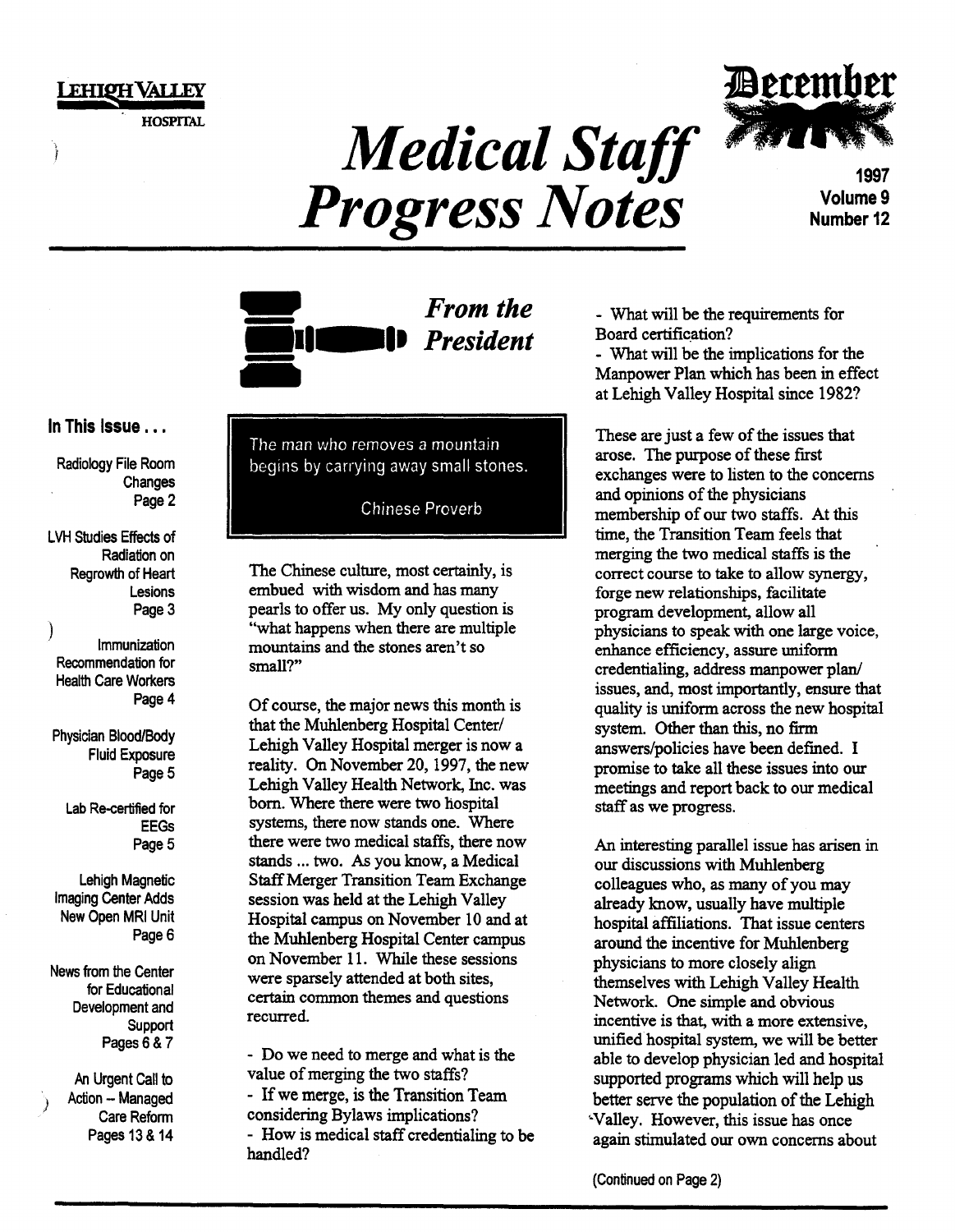LEHIGH VALLEY HOSPITAL

# Medical Staff Progress Notes

December 1997
Volume 9
Number 12

**In This Issue . . .**

Radiology File Room Changes
Page 2

LVH Studies Effects of Radiation on Regrowth of Heart Lesions
Page 3

Immunization Recommendation for Health Care Workers
Page 4

Physician Blood/Body Fluid Exposure
Page 5

Lab Re-certified for EEGs
Page 5

Lehigh Magnetic Imaging Center Adds New Open MRI Unit
Page 6

News from the Center for Educational Development and Support
Pages 6 & 7

An Urgent Call to Action -- Managed Care Reform
Pages 13 & 14

## *From the President*

> The man who removes a mountain begins by carrying away small stones.
>
> Chinese Proverb

The Chinese culture, most certainly, is embued with wisdom and has many pearls to offer us. My only question is "what happens when there are multiple mountains and the stones aren't so small?"

Of course, the major news this month is that the Muhlenberg Hospital Center/ Lehigh Valley Hospital merger is now a reality. On November 20, 1997, the new Lehigh Valley Health Network, Inc. was born. Where there were two hospital systems, there now stands one. Where there were two medical staffs, there now stands ... two. As you know, a Medical Staff Merger Transition Team Exchange session was held at the Lehigh Valley Hospital campus on November 10 and at the Muhlenberg Hospital Center campus on November 11. While these sessions were sparsely attended at both sites, certain common themes and questions recurred.

- Do we need to merge and what is the value of merging the two staffs?
- If we merge, is the Transition Team considering Bylaws implications?
- How is medical staff credentialing to be handled?
- What will be the requirements for Board certification?
- What will be the implications for the Manpower Plan which has been in effect at Lehigh Valley Hospital since 1982?

These are just a few of the issues that arose. The purpose of these first exchanges were to listen to the concerns and opinions of the physicians membership of our two staffs. At this time, the Transition Team feels that merging the two medical staffs is the correct course to take to allow synergy, forge new relationships, facilitate program development, allow all physicians to speak with one large voice, enhance efficiency, assure uniform credentialing, address manpower plan/ issues, and, most importantly, ensure that quality is uniform across the new hospital system. Other than this, no firm answers/policies have been defined. I promise to take all these issues into our meetings and report back to our medical staff as we progress.

An interesting parallel issue has arisen in our discussions with Muhlenberg colleagues who, as many of you may already know, usually have multiple hospital affiliations. That issue centers around the incentive for Muhlenberg physicians to more closely align themselves with Lehigh Valley Health Network. One simple and obvious incentive is that, with a more extensive, unified hospital system, we will be better able to develop physician led and hospital supported programs which will help us better serve the population of the Lehigh Valley. However, this issue has once again stimulated our own concerns about

(Continued on Page 2)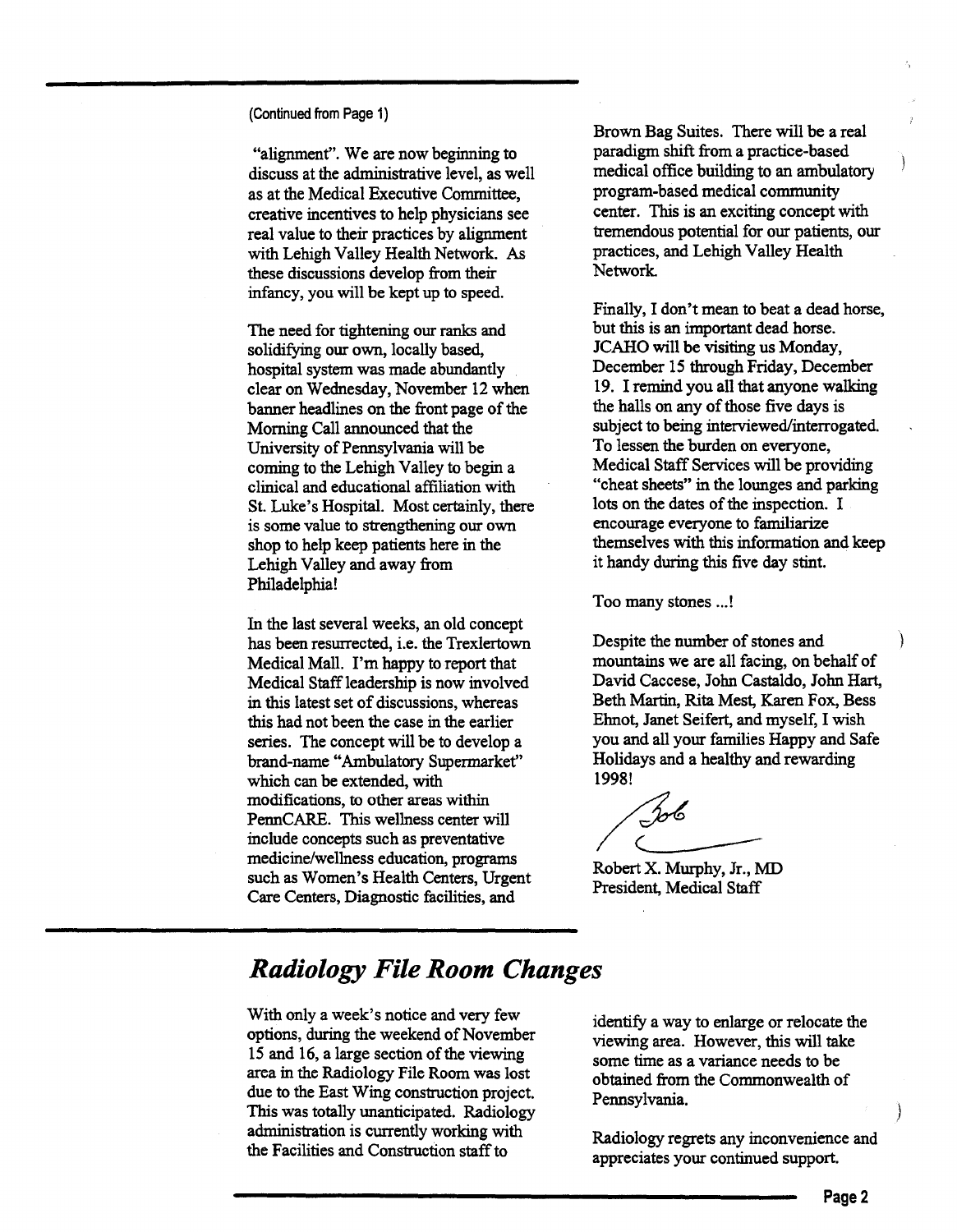(Continued from Page 1)

"alignment". We are now beginning to discuss at the administrative level, as well as at the Medical Executive Committee, creative incentives to help physicians see real value to their practices by alignment with Lehigh Valley Health Network. As these discussions develop from their infancy, you will be kept up to speed.

The need for tightening our ranks and solidifying our own, locally based, hospital system was made abundantly clear on Wednesday, November 12 when banner headlines on the front page of the Morning Call announced that the University of Pennsylvania will be coming to the Lehigh Valley to begin a clinical and educational affiliation with St. Luke's Hospital. Most certainly, there is some value to strengthening our own shop to help keep patients here in the Lehigh Valley and away from Philadelphia!

In the last several weeks, an old concept has been resurrected, i.e. the Trexlertown Medical Mall. I'm happy to report that Medical Staff leadership is now involved in this latest set of discussions, whereas this had not been the case in the earlier series. The concept will be to develop a brand-name "Ambulatory Supermarket" which can be extended, with modifications, to other areas within PennCARE. This wellness center will include concepts such as preventative medicine/wellness education, programs such as Women's Health Centers, Urgent Care Centers, Diagnostic facilities, and Brown Bag Suites. There will be a real paradigm shift from a practice-based medical office building to an ambulatory program-based medical community center. This is an exciting concept with tremendous potential for our patients, our practices, and Lehigh Valley Health Network.

Finally, I don't mean to beat a dead horse, but this is an important dead horse. JCAHO will be visiting us Monday, December 15 through Friday, December 19. I remind you all that anyone walking the halls on any of those five days is subject to being interviewed/interrogated. To lessen the burden on everyone, Medical Staff Services will be providing "cheat sheets" in the lounges and parking lots on the dates of the inspection. I encourage everyone to familiarize themselves with this information and keep it handy during this five day stint.

Too many stones ...!

Despite the number of stones and mountains we are all facing, on behalf of David Caccese, John Castaldo, John Hart, Beth Martin, Rita Mest, Karen Fox, Bess Ehnot, Janet Seifert, and myself, I wish you and all your families Happy and Safe Holidays and a healthy and rewarding 1998!

Bob

Robert X. Murphy, Jr., MD
President, Medical Staff

## *Radiology File Room Changes*

With only a week's notice and very few options, during the weekend of November 15 and 16, a large section of the viewing area in the Radiology File Room was lost due to the East Wing construction project. This was totally unanticipated. Radiology administration is currently working with the Facilities and Construction staff to identify a way to enlarge or relocate the viewing area. However, this will take some time as a variance needs to be obtained from the Commonwealth of Pennsylvania.

Radiology regrets any inconvenience and appreciates your continued support.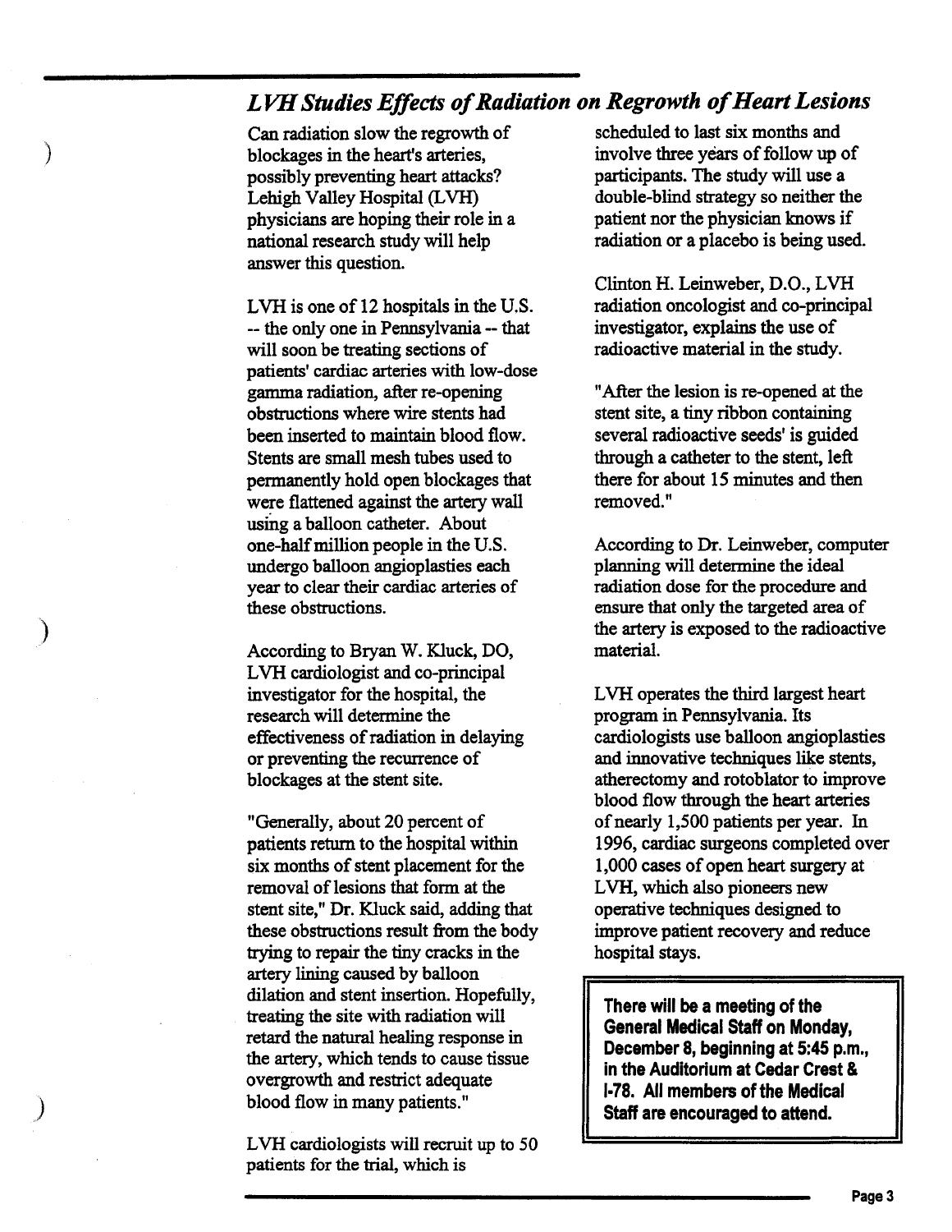## *LVH Studies Effects of Radiation on Regrowth of Heart Lesions*

Can radiation slow the regrowth of blockages in the heart's arteries, possibly preventing heart attacks? Lehigh Valley Hospital (LVH) physicians are hoping their role in a national research study will help answer this question.

LVH is one of 12 hospitals in the U.S. -- the only one in Pennsylvania -- that will soon be treating sections of patients' cardiac arteries with low-dose gamma radiation, after re-opening obstructions where wire stents had been inserted to maintain blood flow. Stents are small mesh tubes used to permanently hold open blockages that were flattened against the artery wall using a balloon catheter. About one-half million people in the U.S. undergo balloon angioplasties each year to clear their cardiac arteries of these obstructions.

According to Bryan W. Kluck, DO, LVH cardiologist and co-principal investigator for the hospital, the research will determine the effectiveness of radiation in delaying or preventing the recurrence of blockages at the stent site.

"Generally, about 20 percent of patients return to the hospital within six months of stent placement for the removal of lesions that form at the stent site," Dr. Kluck said, adding that these obstructions result from the body trying to repair the tiny cracks in the artery lining caused by balloon dilation and stent insertion. Hopefully, treating the site with radiation will retard the natural healing response in the artery, which tends to cause tissue overgrowth and restrict adequate blood flow in many patients."

LVH cardiologists will recruit up to 50 patients for the trial, which is scheduled to last six months and involve three years of follow up of participants. The study will use a double-blind strategy so neither the patient nor the physician knows if radiation or a placebo is being used.

Clinton H. Leinweber, D.O., LVH radiation oncologist and co-principal investigator, explains the use of radioactive material in the study.

"After the lesion is re-opened at the stent site, a tiny ribbon containing several radioactive seeds' is guided through a catheter to the stent, left there for about 15 minutes and then removed."

According to Dr. Leinweber, computer planning will determine the ideal radiation dose for the procedure and ensure that only the targeted area of the artery is exposed to the radioactive material.

LVH operates the third largest heart program in Pennsylvania. Its cardiologists use balloon angioplasties and innovative techniques like stents, atherectomy and rotoblator to improve blood flow through the heart arteries of nearly 1,500 patients per year. In 1996, cardiac surgeons completed over 1,000 cases of open heart surgery at LVH, which also pioneers new operative techniques designed to improve patient recovery and reduce hospital stays.

**There will be a meeting of the General Medical Staff on Monday, December 8, beginning at 5:45 p.m., in the Auditorium at Cedar Crest & I-78. All members of the Medical Staff are encouraged to attend.**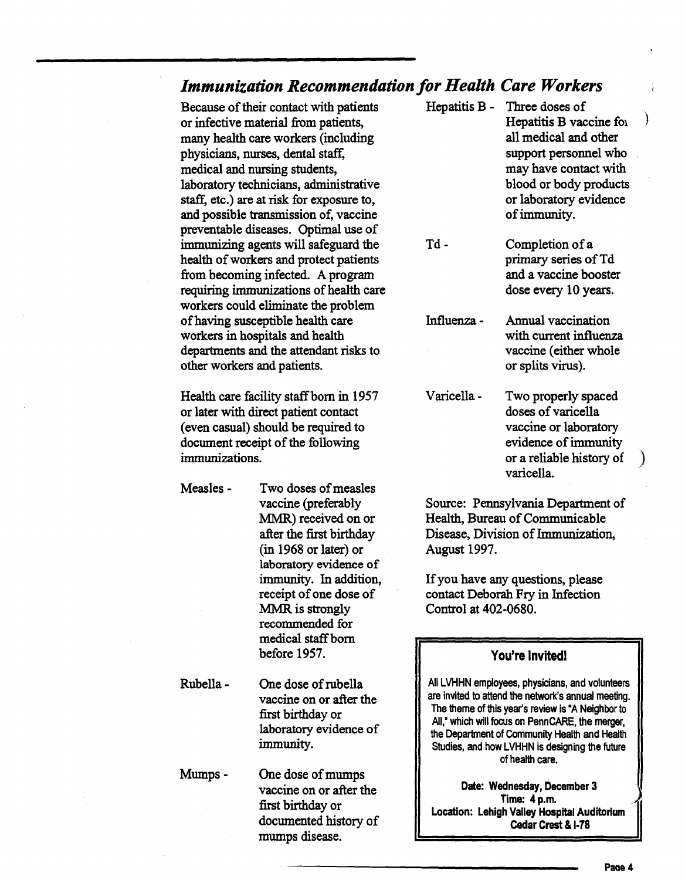## *Immunization Recommendation for Health Care Workers*

Because of their contact with patients or infective material from patients, many health care workers (including physicians, nurses, dental staff, medical and nursing students, laboratory technicians, administrative staff, etc.) are at risk for exposure to, and possible transmission of, vaccine preventable diseases. Optimal use of immunizing agents will safeguard the health of workers and protect patients from becoming infected. A program requiring immunizations of health care workers could eliminate the problem of having susceptible health care workers in hospitals and health departments and the attendant risks to other workers and patients.

Health care facility staff born in 1957 or later with direct patient contact (even casual) should be required to document receipt of the following immunizations.

- **Measles -** Two doses of measles vaccine (preferably MMR) received on or after the first birthday (in 1968 or later) or laboratory evidence of immunity. In addition, receipt of one dose of MMR is strongly recommended for medical staff born before 1957.
- **Rubella -** One dose of rubella vaccine on or after the first birthday or laboratory evidence of immunity.
- **Mumps -** One dose of mumps vaccine on or after the first birthday or documented history of mumps disease.
- **Hepatitis B -** Three doses of Hepatitis B vaccine foi all medical and other support personnel who may have contact with blood or body products or laboratory evidence of immunity.
- **Td -** Completion of a primary series of Td and a vaccine booster dose every 10 years.
- **Influenza -** Annual vaccination with current influenza vaccine (either whole or splits virus).
- **Varicella -** Two properly spaced doses of varicella vaccine or laboratory evidence of immunity or a reliable history of varicella.

Source: Pennsylvania Department of Health, Bureau of Communicable Disease, Division of Immunization, August 1997.

If you have any questions, please contact Deborah Fry in Infection Control at 402-0680.

---

### You're Invited!

All LVHHN employees, physicians, and volunteers are invited to attend the network's annual meeting. The theme of this year's review is "A Neighbor to All," which will focus on PennCARE, the merger, the Department of Community Health and Health Studies, and how LVHHN is designing the future of health care.

**Date: Wednesday, December 3**
**Time: 4 p.m.**
**Location: Lehigh Valley Hospital Auditorium Cedar Crest & I-78**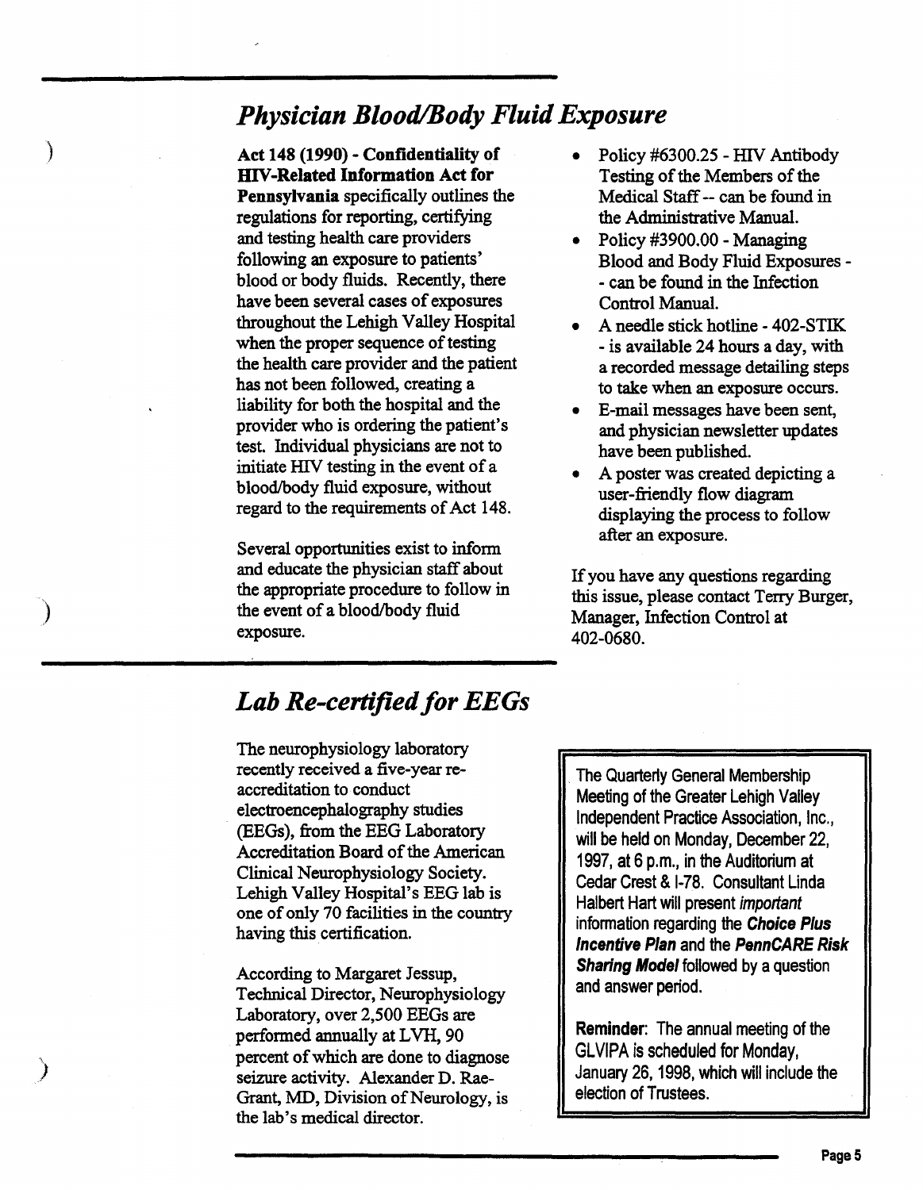## *Physician Blood/Body Fluid Exposure*

**Act 148 (1990) - Confidentiality of HIV-Related Information Act for Pennsylvania** specifically outlines the regulations for reporting, certifying and testing health care providers following an exposure to patients' blood or body fluids. Recently, there have been several cases of exposures throughout the Lehigh Valley Hospital when the proper sequence of testing the health care provider and the patient has not been followed, creating a liability for both the hospital and the provider who is ordering the patient's test. Individual physicians are not to initiate HIV testing in the event of a blood/body fluid exposure, without regard to the requirements of Act 148.

Several opportunities exist to inform and educate the physician staff about the appropriate procedure to follow in the event of a blood/body fluid exposure.

- Policy #6300.25 - HIV Antibody Testing of the Members of the Medical Staff -- can be found in the Administrative Manual.
- Policy #3900.00 - Managing Blood and Body Fluid Exposures -- can be found in the Infection Control Manual.
- A needle stick hotline - 402-STIK - is available 24 hours a day, with a recorded message detailing steps to take when an exposure occurs.
- E-mail messages have been sent, and physician newsletter updates have been published.
- A poster was created depicting a user-friendly flow diagram displaying the process to follow after an exposure.

If you have any questions regarding this issue, please contact Terry Burger, Manager, Infection Control at 402-0680.

## *Lab Re-certified for EEGs*

The neurophysiology laboratory recently received a five-year re-accreditation to conduct electroencephalography studies (EEGs), from the EEG Laboratory Accreditation Board of the American Clinical Neurophysiology Society. Lehigh Valley Hospital's EEG lab is one of only 70 facilities in the country having this certification.

According to Margaret Jessup, Technical Director, Neurophysiology Laboratory, over 2,500 EEGs are performed annually at LVH, 90 percent of which are done to diagnose seizure activity. Alexander D. Rae-Grant, MD, Division of Neurology, is the lab's medical director.

---

The Quarterly General Membership Meeting of the Greater Lehigh Valley Independent Practice Association, Inc., will be held on Monday, December 22, 1997, at 6 p.m., in the Auditorium at Cedar Crest & I-78. Consultant Linda Halbert Hart will present *important* information regarding the ***Choice Plus Incentive Plan*** and the ***PennCARE Risk Sharing Model*** followed by a question and answer period.

**Reminder**: The annual meeting of the GLVIPA is scheduled for Monday, January 26, 1998, which will include the election of Trustees.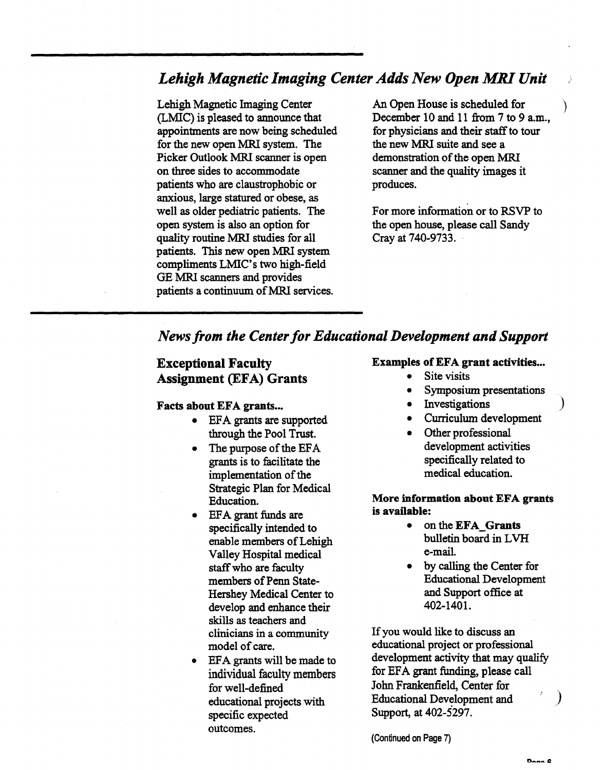## *Lehigh Magnetic Imaging Center Adds New Open MRI Unit*

Lehigh Magnetic Imaging Center (LMIC) is pleased to announce that appointments are now being scheduled for the new open MRI system. The Picker Outlook MRI scanner is open on three sides to accommodate patients who are claustrophobic or anxious, large statured or obese, as well as older pediatric patients. The open system is also an option for quality routine MRI studies for all patients. This new open MRI system compliments LMIC's two high-field GE MRI scanners and provides patients a continuum of MRI services.

An Open House is scheduled for December 10 and 11 from 7 to 9 a.m., for physicians and their staff to tour the new MRI suite and see a demonstration of the open MRI scanner and the quality images it produces.

For more information or to RSVP to the open house, please call Sandy Cray at 740-9733.

## *News from the Center for Educational Development and Support*

### Exceptional Faculty Assignment (EFA) Grants

**Facts about EFA grants...**

- EFA grants are supported through the Pool Trust.
- The purpose of the EFA grants is to facilitate the implementation of the Strategic Plan for Medical Education.
- EFA grant funds are specifically intended to enable members of Lehigh Valley Hospital medical staff who are faculty members of Penn State-Hershey Medical Center to develop and enhance their skills as teachers and clinicians in a community model of care.
- EFA grants will be made to individual faculty members for well-defined educational projects with specific expected outcomes.

**Examples of EFA grant activities...**

- Site visits
- Symposium presentations
- Investigations
- Curriculum development
- Other professional development activities specifically related to medical education.

**More information about EFA grants is available:**

- on the **EFA_Grants** bulletin board in LVH e-mail.
- by calling the Center for Educational Development and Support office at 402-1401.

If you would like to discuss an educational project or professional development activity that may qualify for EFA grant funding, please call John Frankenfield, Center for Educational Development and Support, at 402-5297.

(Continued on Page 7)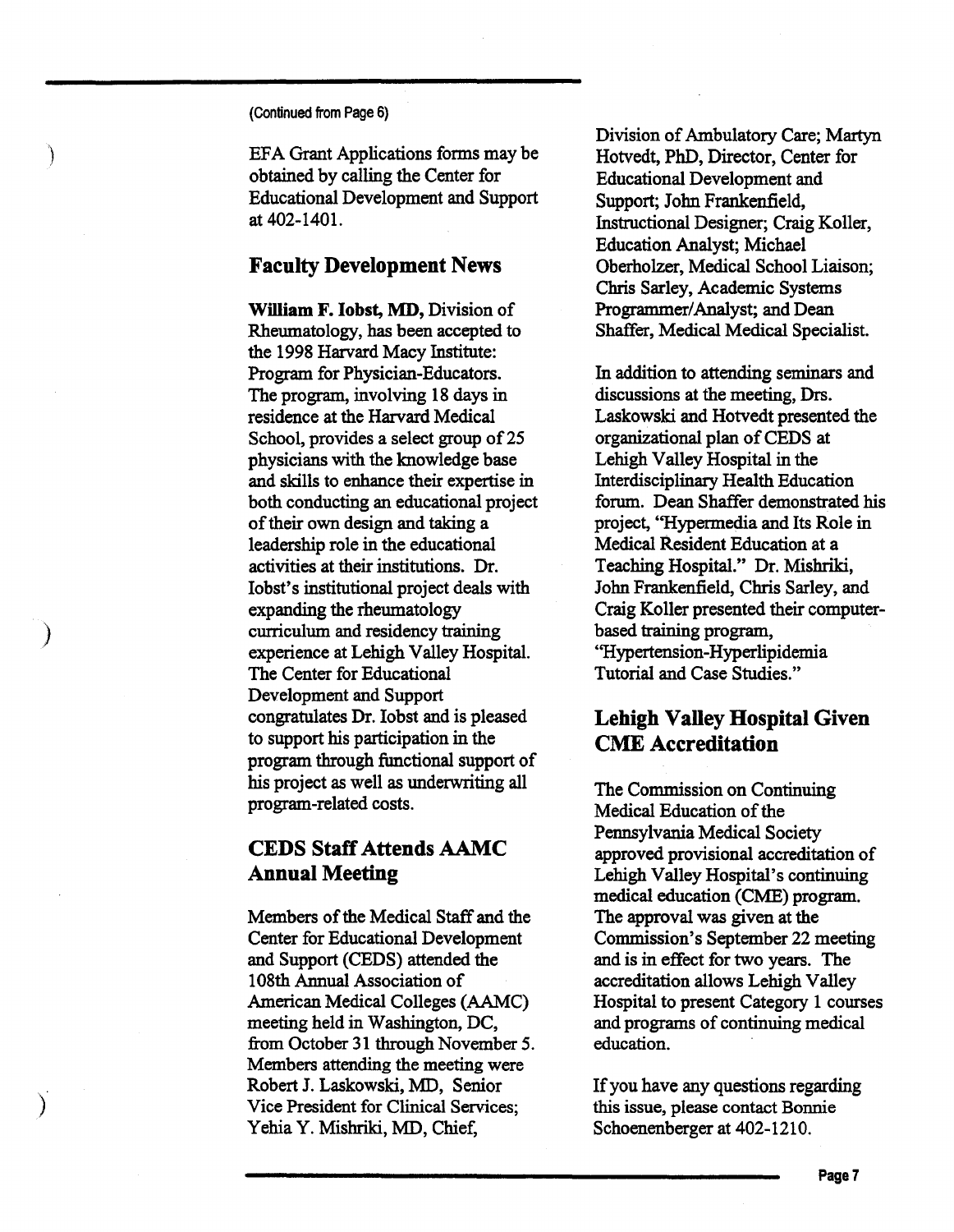(Continued from Page 6)

EFA Grant Applications forms may be obtained by calling the Center for Educational Development and Support at 402-1401.

## Faculty Development News

**William F. Iobst, MD,** Division of Rheumatology, has been accepted to the 1998 Harvard Macy Institute: Program for Physician-Educators. The program, involving 18 days in residence at the Harvard Medical School, provides a select group of 25 physicians with the knowledge base and skills to enhance their expertise in both conducting an educational project of their own design and taking a leadership role in the educational activities at their institutions. Dr. Iobst's institutional project deals with expanding the rheumatology curriculum and residency training experience at Lehigh Valley Hospital. The Center for Educational Development and Support congratulates Dr. Iobst and is pleased to support his participation in the program through functional support of his project as well as underwriting all program-related costs.

## CEDS Staff Attends AAMC Annual Meeting

Members of the Medical Staff and the Center for Educational Development and Support (CEDS) attended the 108th Annual Association of American Medical Colleges (AAMC) meeting held in Washington, DC, from October 31 through November 5. Members attending the meeting were Robert J. Laskowski, MD, Senior Vice President for Clinical Services; Yehia Y. Mishriki, MD, Chief, Division of Ambulatory Care; Martyn Hotvedt, PhD, Director, Center for Educational Development and Support; John Frankenfield, Instructional Designer; Craig Koller, Education Analyst; Michael Oberholzer, Medical School Liaison; Chris Sarley, Academic Systems Programmer/Analyst; and Dean Shaffer, Medical Medical Specialist.

In addition to attending seminars and discussions at the meeting, Drs. Laskowski and Hotvedt presented the organizational plan of CEDS at Lehigh Valley Hospital in the Interdisciplinary Health Education forum. Dean Shaffer demonstrated his project, "Hypermedia and Its Role in Medical Resident Education at a Teaching Hospital." Dr. Mishriki, John Frankenfield, Chris Sarley, and Craig Koller presented their computer-based training program, "Hypertension-Hyperlipidemia Tutorial and Case Studies."

## Lehigh Valley Hospital Given CME Accreditation

The Commission on Continuing Medical Education of the Pennsylvania Medical Society approved provisional accreditation of Lehigh Valley Hospital's continuing medical education (CME) program. The approval was given at the Commission's September 22 meeting and is in effect for two years. The accreditation allows Lehigh Valley Hospital to present Category 1 courses and programs of continuing medical education.

If you have any questions regarding this issue, please contact Bonnie Schoenenberger at 402-1210.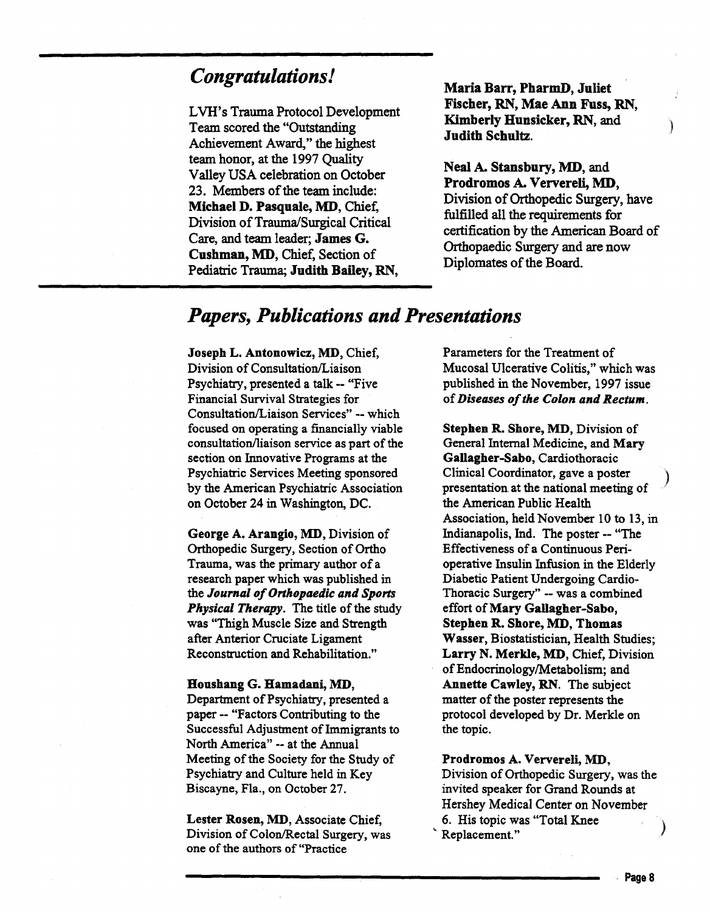## *Congratulations!*

LVH's Trauma Protocol Development Team scored the "Outstanding Achievement Award," the highest team honor, at the 1997 Quality Valley USA celebration on October 23. Members of the team include: **Michael D. Pasquale, MD**, Chief, Division of Trauma/Surgical Critical Care, and team leader; **James G. Cushman, MD**, Chief, Section of Pediatric Trauma; **Judith Bailey, RN**, **Maria Barr, PharmD, Juliet Fischer, RN, Mae Ann Fuss, RN, Kimberly Hunsicker, RN**, and **Judith Schultz**.

**Neal A. Stansbury, MD**, and **Prodromos A. Ververeli, MD**, Division of Orthopedic Surgery, have fulfilled all the requirements for certification by the American Board of Orthopaedic Surgery and are now Diplomates of the Board.

## *Papers, Publications and Presentations*

**Joseph L. Antonowicz, MD**, Chief, Division of Consultation/Liaison Psychiatry, presented a talk -- "Five Financial Survival Strategies for Consultation/Liaison Services" -- which focused on operating a financially viable consultation/liaison service as part of the section on Innovative Programs at the Psychiatric Services Meeting sponsored by the American Psychiatric Association on October 24 in Washington, DC.

**George A. Arangio, MD**, Division of Orthopedic Surgery, Section of Ortho Trauma, was the primary author of a research paper which was published in the ***Journal of Orthopaedic and Sports Physical Therapy***. The title of the study was "Thigh Muscle Size and Strength after Anterior Cruciate Ligament Reconstruction and Rehabilitation."

**Houshang G. Hamadani, MD**, Department of Psychiatry, presented a paper -- "Factors Contributing to the Successful Adjustment of Immigrants to North America" -- at the Annual Meeting of the Society for the Study of Psychiatry and Culture held in Key Biscayne, Fla., on October 27.

**Lester Rosen, MD**, Associate Chief, Division of Colon/Rectal Surgery, was one of the authors of "Practice Parameters for the Treatment of Mucosal Ulcerative Colitis," which was published in the November, 1997 issue of ***Diseases of the Colon and Rectum***.

**Stephen R. Shore, MD**, Division of General Internal Medicine, and **Mary Gallagher-Sabo**, Cardiothoracic Clinical Coordinator, gave a poster presentation at the national meeting of the American Public Health Association, held November 10 to 13, in Indianapolis, Ind. The poster -- "The Effectiveness of a Continuous Peri-operative Insulin Infusion in the Elderly Diabetic Patient Undergoing Cardio-Thoracic Surgery" -- was a combined effort of **Mary Gallagher-Sabo**, **Stephen R. Shore, MD, Thomas Wasser**, Biostatistician, Health Studies; **Larry N. Merkle, MD**, Chief, Division of Endocrinology/Metabolism; and **Annette Cawley, RN**. The subject matter of the poster represents the protocol developed by Dr. Merkle on the topic.

**Prodromos A. Ververeli, MD**, Division of Orthopedic Surgery, was the invited speaker for Grand Rounds at Hershey Medical Center on November 6. His topic was "Total Knee Replacement."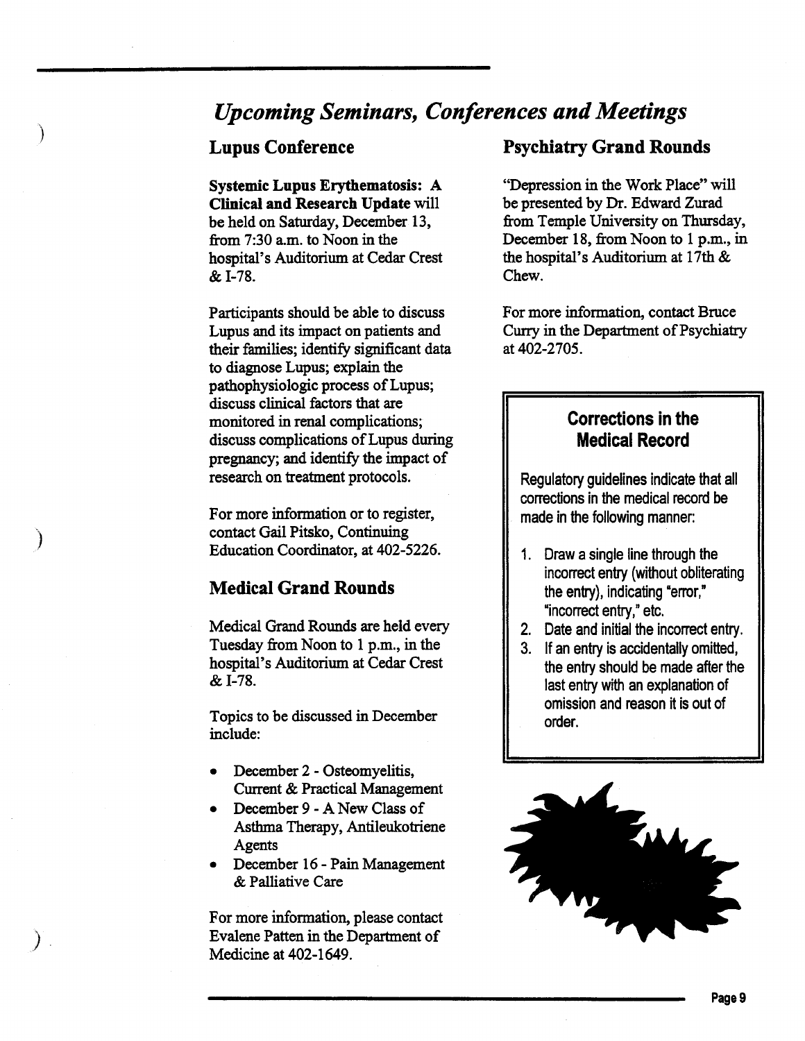# *Upcoming Seminars, Conferences and Meetings*

## Lupus Conference

**Systemic Lupus Erythematosis: A Clinical and Research Update** will be held on Saturday, December 13, from 7:30 a.m. to Noon in the hospital's Auditorium at Cedar Crest & I-78.

Participants should be able to discuss Lupus and its impact on patients and their families; identify significant data to diagnose Lupus; explain the pathophysiologic process of Lupus; discuss clinical factors that are monitored in renal complications; discuss complications of Lupus during pregnancy; and identify the impact of research on treatment protocols.

For more information or to register, contact Gail Pitsko, Continuing Education Coordinator, at 402-5226.

## Medical Grand Rounds

Medical Grand Rounds are held every Tuesday from Noon to 1 p.m., in the hospital's Auditorium at Cedar Crest & I-78.

Topics to be discussed in December include:

- December 2 - Osteomyelitis, Current & Practical Management
- December 9 - A New Class of Asthma Therapy, Antileukotriene Agents
- December 16 - Pain Management & Palliative Care

For more information, please contact Evalene Patten in the Department of Medicine at 402-1649.

## Psychiatry Grand Rounds

"Depression in the Work Place" will be presented by Dr. Edward Zurad from Temple University on Thursday, December 18, from Noon to 1 p.m., in the hospital's Auditorium at 17th & Chew.

For more information, contact Bruce Curry in the Department of Psychiatry at 402-2705.

### Corrections in the Medical Record

Regulatory guidelines indicate that all corrections in the medical record be made in the following manner:

1. Draw a single line through the incorrect entry (without obliterating the entry), indicating "error," "incorrect entry," etc.
2. Date and initial the incorrect entry.
3. If an entry is accidentally omitted, the entry should be made after the last entry with an explanation of omission and reason it is out of order.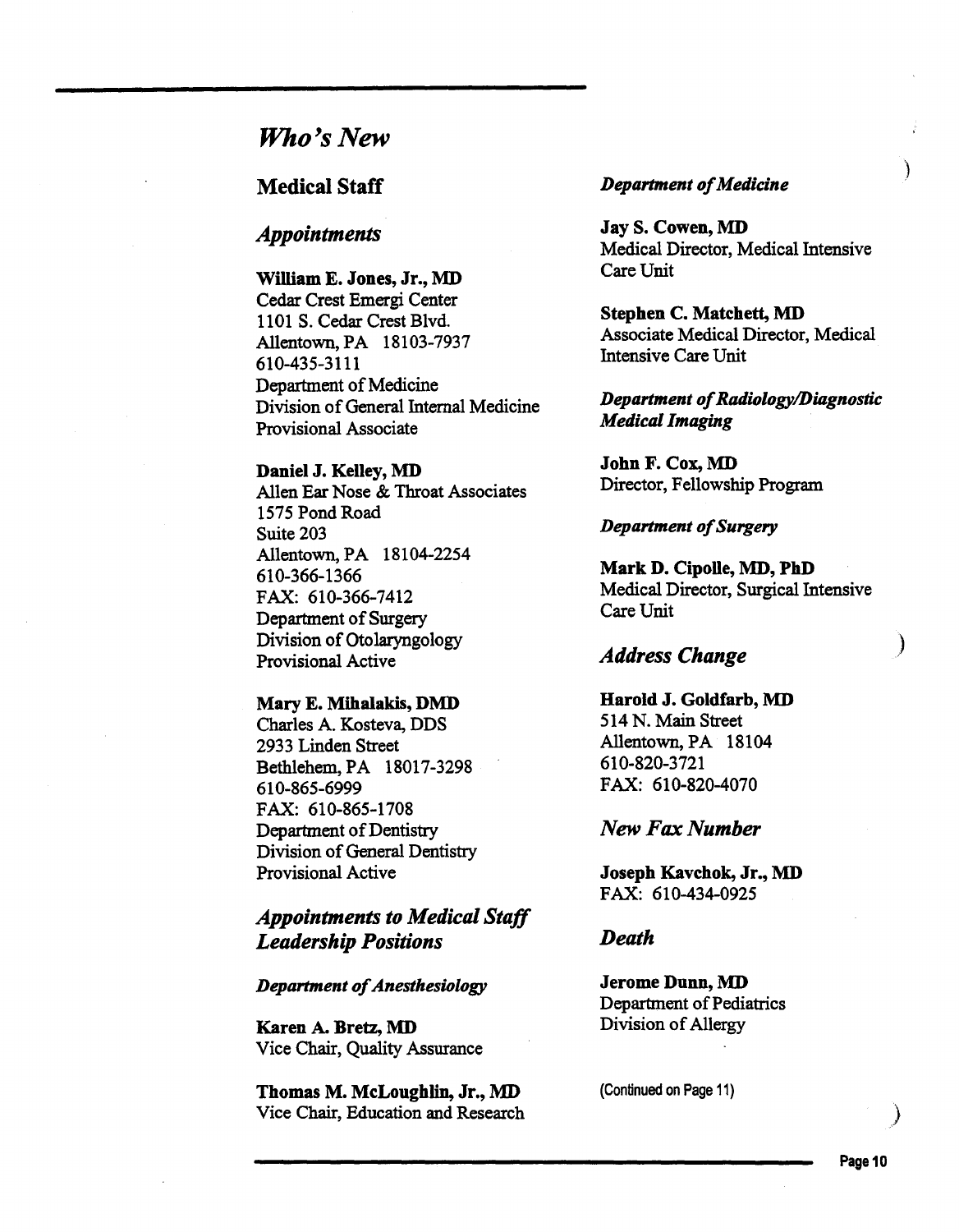# *Who's New*

## Medical Staff

### *Appointments*

**William E. Jones, Jr., MD**
Cedar Crest Emergi Center
1101 S. Cedar Crest Blvd.
Allentown, PA 18103-7937
610-435-3111
Department of Medicine
Division of General Internal Medicine
Provisional Associate

**Daniel J. Kelley, MD**
Allen Ear Nose & Throat Associates
1575 Pond Road
Suite 203
Allentown, PA 18104-2254
610-366-1366
FAX: 610-366-7412
Department of Surgery
Division of Otolaryngology
Provisional Active

**Mary E. Mihalakis, DMD**
Charles A. Kosteva, DDS
2933 Linden Street
Bethlehem, PA 18017-3298
610-865-6999
FAX: 610-865-1708
Department of Dentistry
Division of General Dentistry
Provisional Active

### *Appointments to Medical Staff Leadership Positions*

***Department of Anesthesiology***

**Karen A. Bretz, MD**
Vice Chair, Quality Assurance

**Thomas M. McLoughlin, Jr., MD**
Vice Chair, Education and Research

***Department of Medicine***

**Jay S. Cowen, MD**
Medical Director, Medical Intensive Care Unit

**Stephen C. Matchett, MD**
Associate Medical Director, Medical Intensive Care Unit

***Department of Radiology/Diagnostic Medical Imaging***

**John F. Cox, MD**
Director, Fellowship Program

***Department of Surgery***

**Mark D. Cipolle, MD, PhD**
Medical Director, Surgical Intensive Care Unit

### *Address Change*

**Harold J. Goldfarb, MD**
514 N. Main Street
Allentown, PA 18104
610-820-3721
FAX: 610-820-4070

### *New Fax Number*

**Joseph Kavchok, Jr., MD**
FAX: 610-434-0925

### *Death*

**Jerome Dunn, MD**
Department of Pediatrics
Division of Allergy

(Continued on Page 11)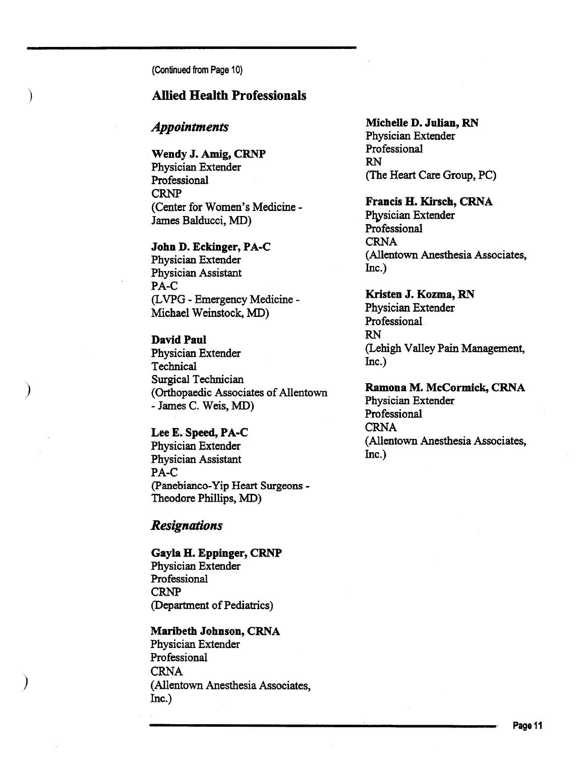(Continued from Page 10)

## Allied Health Professionals

### *Appointments*

**Wendy J. Amig, CRNP**
Physician Extender
Professional
CRNP
(Center for Women's Medicine - James Balducci, MD)

**John D. Eckinger, PA-C**
Physician Extender
Physician Assistant
PA-C
(LVPG - Emergency Medicine - Michael Weinstock, MD)

**David Paul**
Physician Extender
Technical
Surgical Technician
(Orthopaedic Associates of Allentown - James C. Weis, MD)

**Lee E. Speed, PA-C**
Physician Extender
Physician Assistant
PA-C
(Panebianco-Yip Heart Surgeons - Theodore Phillips, MD)

**Michelle D. Julian, RN**
Physician Extender
Professional
RN
(The Heart Care Group, PC)

**Francis H. Kirsch, CRNA**
Physician Extender
Professional
CRNA
(Allentown Anesthesia Associates, Inc.)

**Kristen J. Kozma, RN**
Physician Extender
Professional
RN
(Lehigh Valley Pain Management, Inc.)

**Ramona M. McCormick, CRNA**
Physician Extender
Professional
CRNA
(Allentown Anesthesia Associates, Inc.)

### *Resignations*

**Gayla H. Eppinger, CRNP**
Physician Extender
Professional
CRNP
(Department of Pediatrics)

**Maribeth Johnson, CRNA**
Physician Extender
Professional
CRNA
(Allentown Anesthesia Associates, Inc.)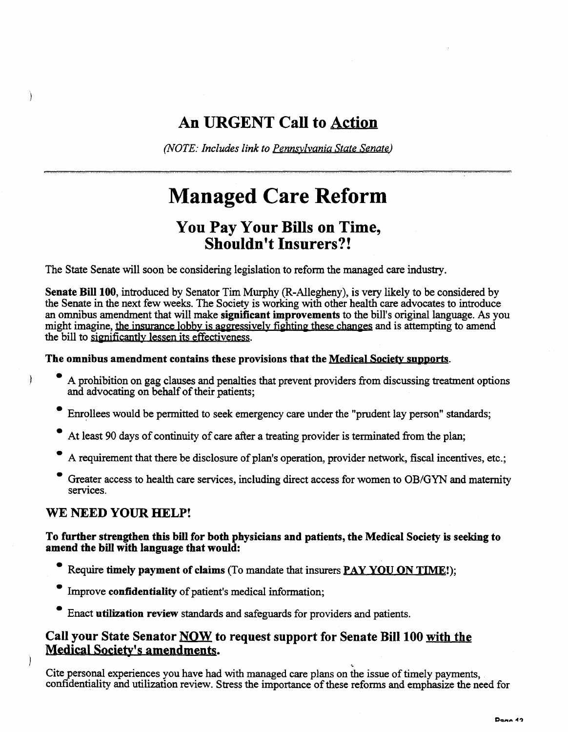## An URGENT Call to Action

*(NOTE: Includes link to Pennsylvania State Senate)*

---

# Managed Care Reform

## You Pay Your Bills on Time, Shouldn't Insurers?!

The State Senate will soon be considering legislation to reform the managed care industry.

**Senate Bill 100**, introduced by Senator Tim Murphy (R-Allegheny), is very likely to be considered by the Senate in the next few weeks. The Society is working with other health care advocates to introduce an omnibus amendment that will make **significant improvements** to the bill's original language. As you might imagine, the insurance lobby is aggressively fighting these changes and is attempting to amend the bill to significantly lessen its effectiveness.

**The omnibus amendment contains these provisions that the Medical Society supports.**

- A prohibition on gag clauses and penalties that prevent providers from discussing treatment options and advocating on behalf of their patients;
- Enrollees would be permitted to seek emergency care under the "prudent lay person" standards;
- At least 90 days of continuity of care after a treating provider is terminated from the plan;
- A requirement that there be disclosure of plan's operation, provider network, fiscal incentives, etc.;
- Greater access to health care services, including direct access for women to OB/GYN and maternity services.

### WE NEED YOUR HELP!

**To further strengthen this bill for both physicians and patients, the Medical Society is seeking to amend the bill with language that would:**

- Require **timely payment of claims** (To mandate that insurers **PAY YOU ON TIME**!);
- Improve **confidentiality** of patient's medical information;
- Enact **utilization review** standards and safeguards for providers and patients.

### Call your State Senator NOW to request support for Senate Bill 100 with the Medical Society's amendments.

Cite personal experiences you have had with managed care plans on the issue of timely payments, confidentiality and utilization review. Stress the importance of these reforms and emphasize the need for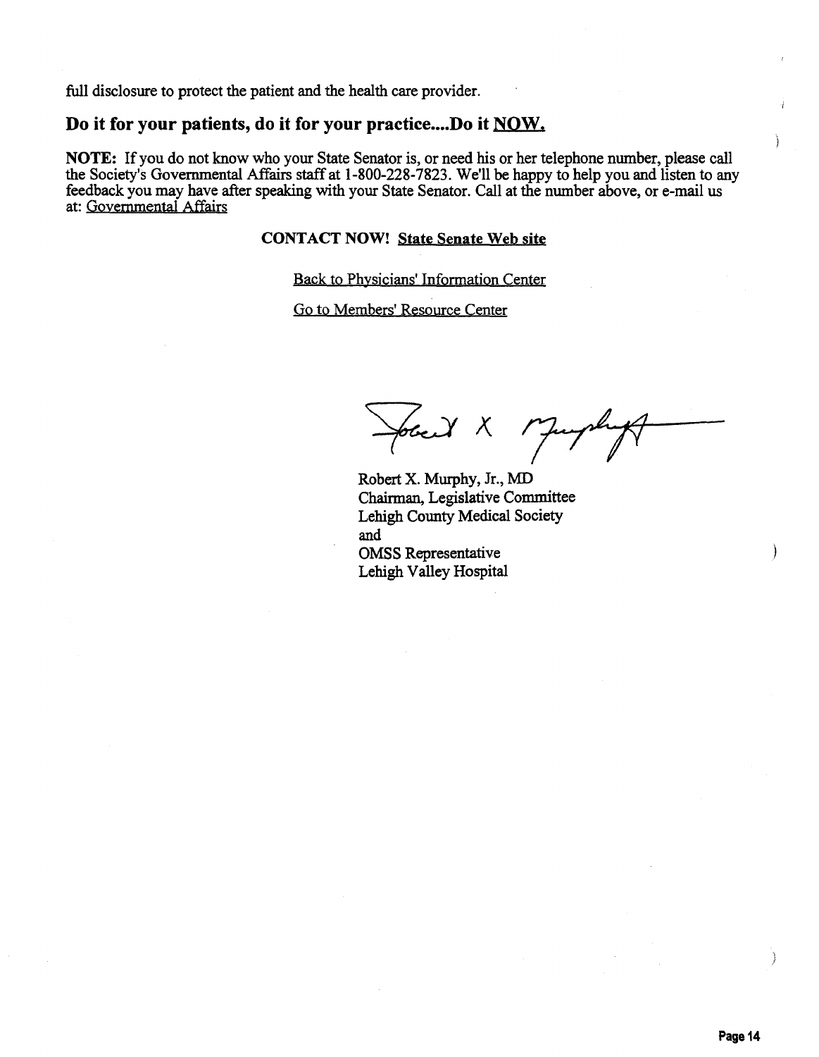full disclosure to protect the patient and the health care provider.

## Do it for your patients, do it for your practice....Do it NOW.

**NOTE:** If you do not know who your State Senator is, or need his or her telephone number, please call the Society's Governmental Affairs staff at 1-800-228-7823. We'll be happy to help you and listen to any feedback you may have after speaking with your State Senator. Call at the number above, or e-mail us at: Governmental Affairs

**CONTACT NOW!** State Senate Web site

Back to Physicians' Information Center

Go to Members' Resource Center

Robert X. Murphy, Jr., MD
Chairman, Legislative Committee
Lehigh County Medical Society
and
OMSS Representative
Lehigh Valley Hospital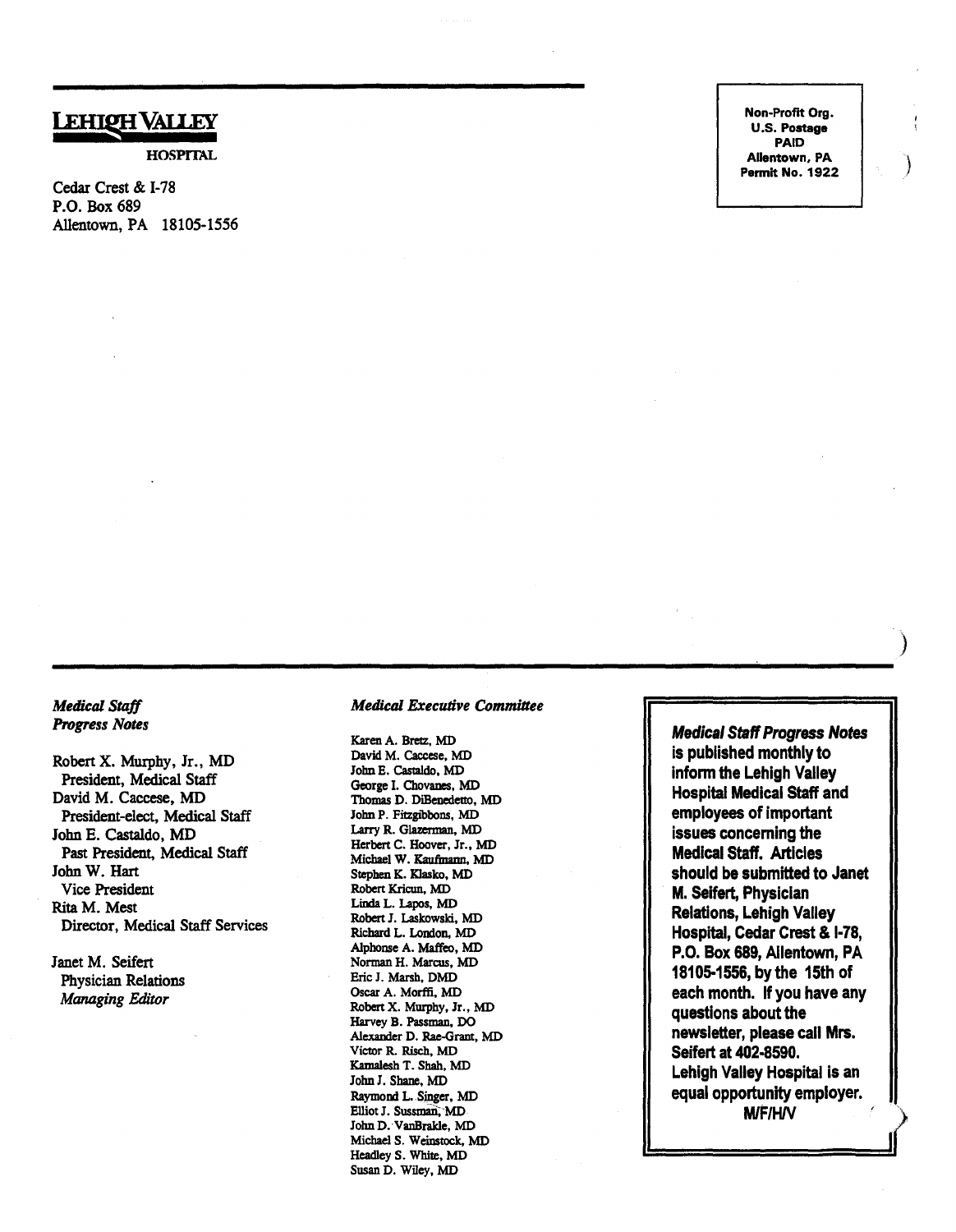**LEHIGH VALLEY**

**HOSPITAL**

Cedar Crest & I-78
P.O. Box 689
Allentown, PA 18105-1556

Non-Profit Org.
U.S. Postage
PAID
Allentown, PA
Permit No. 1922

*Medical Staff Progress Notes*

Robert X. Murphy, Jr., MD
President, Medical Staff
David M. Caccese, MD
President-elect, Medical Staff
John E. Castaldo, MD
Past President, Medical Staff
John W. Hart
Vice President
Rita M. Mest
Director, Medical Staff Services

Janet M. Seifert
Physician Relations
*Managing Editor*

*Medical Executive Committee*

Karen A. Bretz, MD
David M. Caccese, MD
John E. Castaldo, MD
George I. Chovanes, MD
Thomas D. DiBenedetto, MD
John P. Fitzgibbons, MD
Larry R. Glazerman, MD
Herbert C. Hoover, Jr., MD
Michael W. Kaufmann, MD
Stephen K. Klasko, MD
Robert Kricun, MD
Linda L. Lapos, MD
Robert J. Laskowski, MD
Richard L. London, MD
Alphonse A. Maffeo, MD
Norman H. Marcus, MD
Eric J. Marsh, DMD
Oscar A. Morffi, MD
Robert X. Murphy, Jr., MD
Harvey B. Passman, DO
Alexander D. Rae-Grant, MD
Victor R. Risch, MD
Kamalesh T. Shah, MD
John J. Shane, MD
Raymond L. Singer, MD
Elliot J. Sussman, MD
John D. VanBrakle, MD
Michael S. Weinstock, MD
Headley S. White, MD
Susan D. Wiley, MD

***Medical Staff Progress Notes*** **is published monthly to inform the Lehigh Valley Hospital Medical Staff and employees of important issues concerning the Medical Staff. Articles should be submitted to Janet M. Seifert, Physician Relations, Lehigh Valley Hospital, Cedar Crest & I-78, P.O. Box 689, Allentown, PA 18105-1556, by the 15th of each month. If you have any questions about the newsletter, please call Mrs. Seifert at 402-8590.**
**Lehigh Valley Hospital is an equal opportunity employer. M/F/H/V**